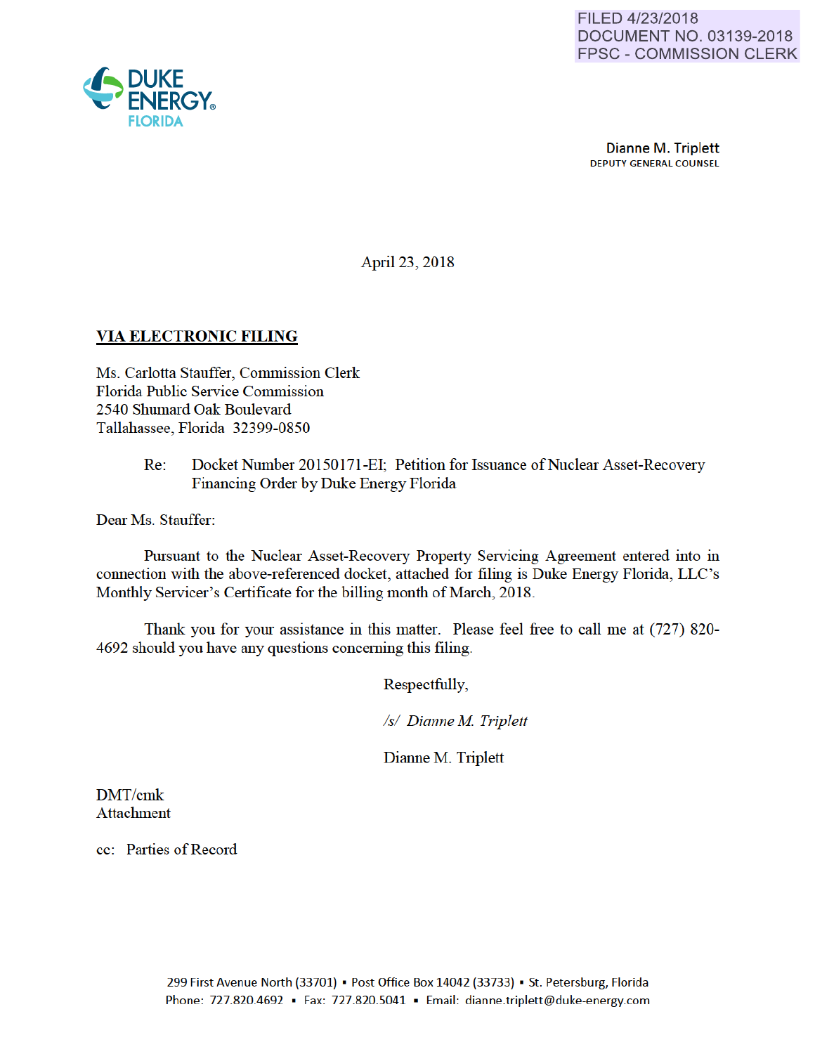FILED 4/23/2018
DOCUMENT NO. 03139-2018
FPSC - COMMISSION CLERK

DUKE ENERGY
FLORIDA

Dianne M. Triplett
DEPUTY GENERAL COUNSEL

April 23, 2018

**VIA ELECTRONIC FILING**

Ms. Carlotta Stauffer, Commission Clerk
Florida Public Service Commission
2540 Shumard Oak Boulevard
Tallahassee, Florida 32399-0850

Re: Docket Number 20150171-EI; Petition for Issuance of Nuclear Asset-Recovery Financing Order by Duke Energy Florida

Dear Ms. Stauffer:

Pursuant to the Nuclear Asset-Recovery Property Servicing Agreement entered into in connection with the above-referenced docket, attached for filing is Duke Energy Florida, LLC's Monthly Servicer's Certificate for the billing month of March, 2018.

Thank you for your assistance in this matter. Please feel free to call me at (727) 820-4692 should you have any questions concerning this filing.

Respectfully,

*/s/ Dianne M. Triplett*

Dianne M. Triplett

DMT/cmk
Attachment

cc: Parties of Record

299 First Avenue North (33701) ▪ Post Office Box 14042 (33733) ▪ St. Petersburg, Florida
Phone: 727.820.4692 ▪ Fax: 727.820.5041 ▪ Email: dianne.triplett@duke-energy.com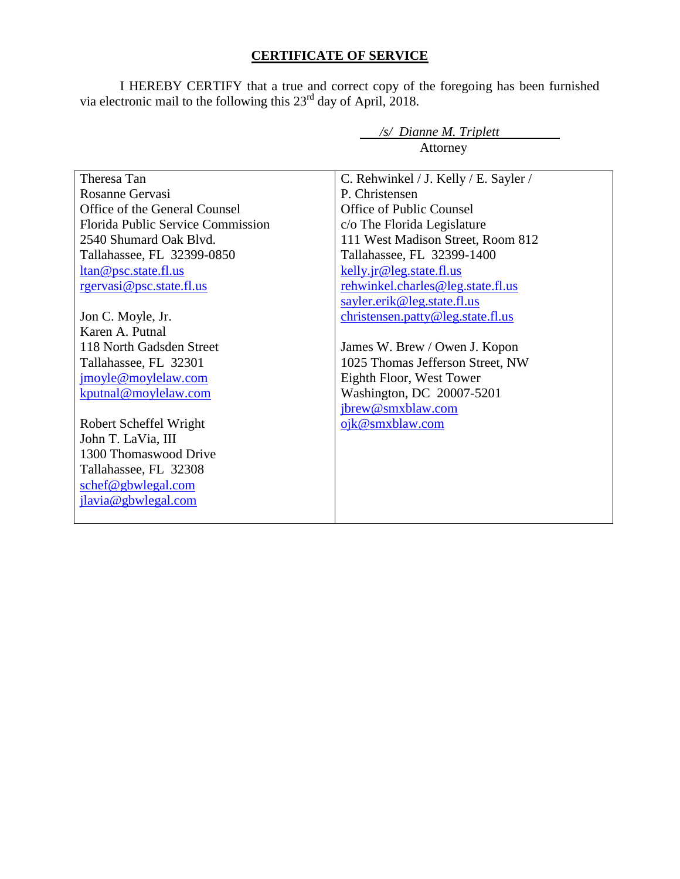## CERTIFICATE OF SERVICE

I HEREBY CERTIFY that a true and correct copy of the foregoing has been furnished via electronic mail to the following this 23rd day of April, 2018.

*/s/ Dianne M. Triplett*
Attorney

| | |
|---|---|
| Theresa Tan<br>Rosanne Gervasi<br>Office of the General Counsel<br>Florida Public Service Commission<br>2540 Shumard Oak Blvd.<br>Tallahassee, FL 32399-0850<br>ltan@psc.state.fl.us<br>rgervasi@psc.state.fl.us<br><br>Jon C. Moyle, Jr.<br>Karen A. Putnal<br>118 North Gadsden Street<br>Tallahassee, FL 32301<br>jmoyle@moylelaw.com<br>kputnal@moylelaw.com<br><br>Robert Scheffel Wright<br>John T. LaVia, III<br>1300 Thomaswood Drive<br>Tallahassee, FL 32308<br>schef@gbwlegal.com<br>jlavia@gbwlegal.com | C. Rehwinkel / J. Kelly / E. Sayler /<br>P. Christensen<br>Office of Public Counsel<br>c/o The Florida Legislature<br>111 West Madison Street, Room 812<br>Tallahassee, FL 32399-1400<br>kelly.jr@leg.state.fl.us<br>rehwinkel.charles@leg.state.fl.us<br>sayler.erik@leg.state.fl.us<br>christensen.patty@leg.state.fl.us<br><br>James W. Brew / Owen J. Kopon<br>1025 Thomas Jefferson Street, NW<br>Eighth Floor, West Tower<br>Washington, DC 20007-5201<br>jbrew@smxblaw.com<br>ojk@smxblaw.com |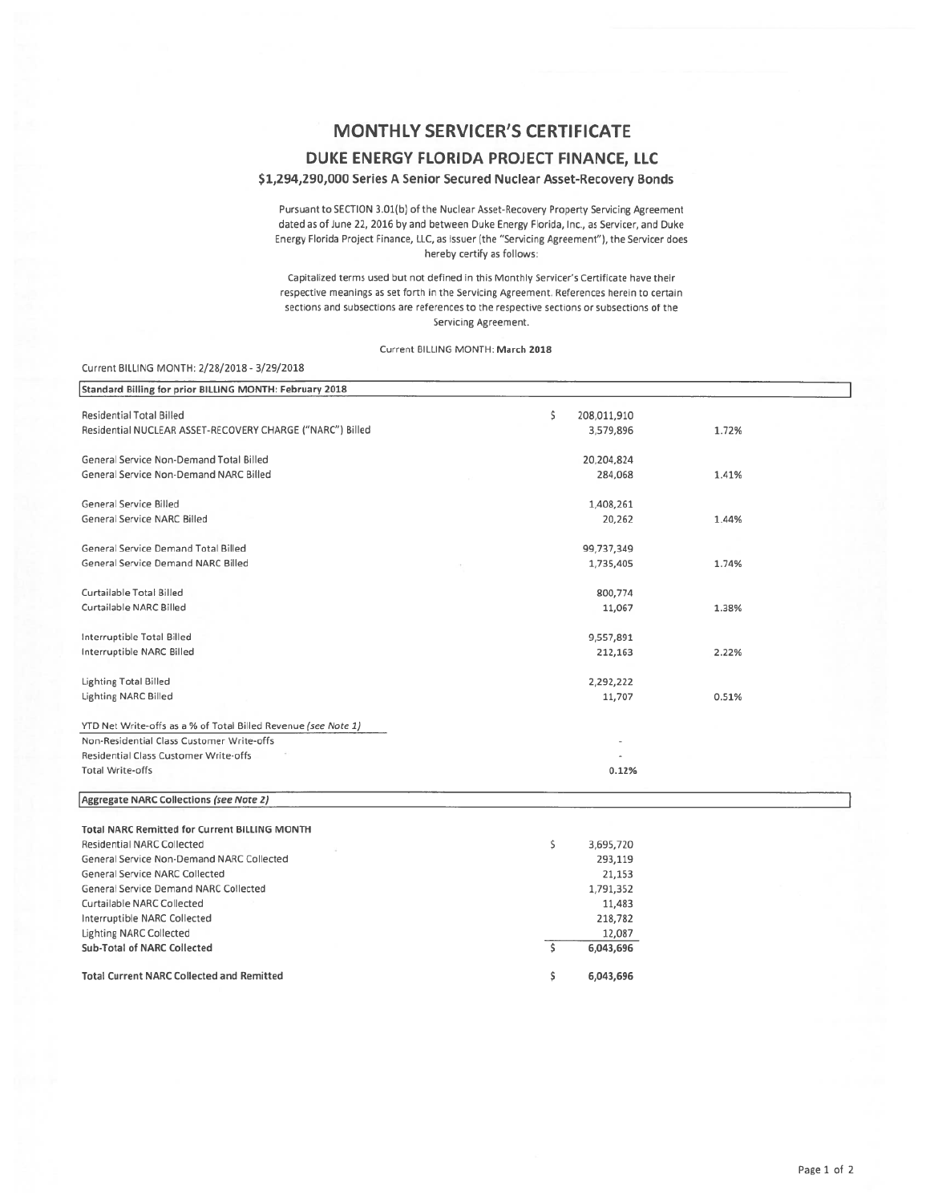# MONTHLY SERVICER'S CERTIFICATE

## DUKE ENERGY FLORIDA PROJECT FINANCE, LLC

### $1,294,290,000 Series A Senior Secured Nuclear Asset-Recovery Bonds

Pursuant to SECTION 3.01(b) of the Nuclear Asset-Recovery Property Servicing Agreement dated as of June 22, 2016 by and between Duke Energy Florida, Inc., as Servicer, and Duke Energy Florida Project Finance, LLC, as Issuer (the "Servicing Agreement"), the Servicer does hereby certify as follows:

Capitalized terms used but not defined in this Monthly Servicer's Certificate have their respective meanings as set forth in the Servicing Agreement. References herein to certain sections and subsections are references to the respective sections or subsections of the Servicing Agreement.

Current BILLING MONTH: **March 2018**

Current BILLING MONTH: 2/28/2018 - 3/29/2018

| Standard Billing for prior BILLING MONTH: February 2018 | | |
|---|---|---|
| Residential Total Billed | $ 208,011,910 | |
| Residential NUCLEAR ASSET-RECOVERY CHARGE ("NARC") Billed | 3,579,896 | 1.72% |
| | | |
| General Service Non-Demand Total Billed | 20,204,824 | |
| General Service Non-Demand NARC Billed | 284,068 | 1.41% |
| | | |
| General Service Billed | 1,408,261 | |
| General Service NARC Billed | 20,262 | 1.44% |
| | | |
| General Service Demand Total Billed | 99,737,349 | |
| General Service Demand NARC Billed | 1,735,405 | 1.74% |
| | | |
| Curtailable Total Billed | 800,774 | |
| Curtailable NARC Billed | 11,067 | 1.38% |
| | | |
| Interruptible Total Billed | 9,557,891 | |
| Interruptible NARC Billed | 212,163 | 2.22% |
| | | |
| Lighting Total Billed | 2,292,222 | |
| Lighting NARC Billed | 11,707 | 0.51% |
| | | |
| YTD Net Write-offs as a % of Total Billed Revenue *(see Note 1)* | | |
| Non-Residential Class Customer Write-offs | - | |
| Residential Class Customer Write-offs | - | |
| Total Write-offs | 0.12% | |

| Aggregate NARC Collections *(see Note 2)* | |
|---|---|
| **Total NARC Remitted for Current BILLING MONTH** | |
| Residential NARC Collected | $ 3,695,720 |
| General Service Non-Demand NARC Collected | 293,119 |
| General Service NARC Collected | 21,153 |
| General Service Demand NARC Collected | 1,791,352 |
| Curtailable NARC Collected | 11,483 |
| Interruptible NARC Collected | 218,782 |
| Lighting NARC Collected | 12,087 |
| **Sub-Total of NARC Collected** | **$ 6,043,696** |
| | |
| **Total Current NARC Collected and Remitted** | **$ 6,043,696** |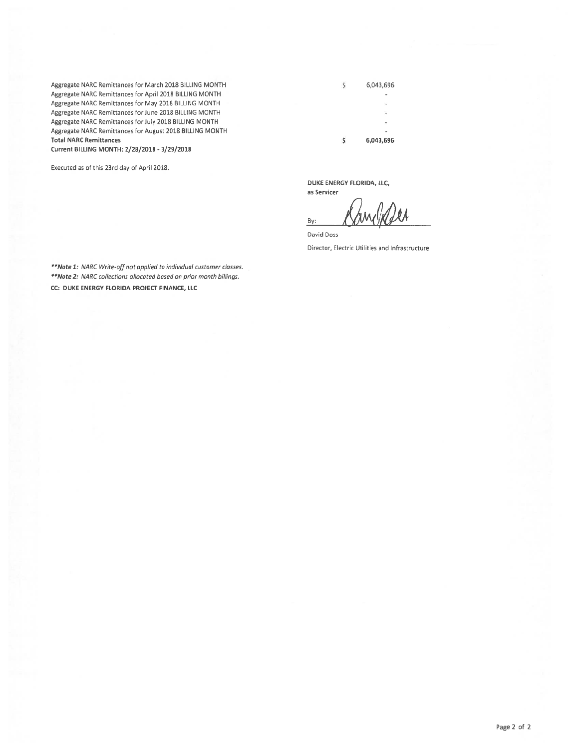| | | |
|---|---|---|
| Aggregate NARC Remittances for March 2018 BILLING MONTH | $ | 6,043,696 |
| Aggregate NARC Remittances for April 2018 BILLING MONTH | | - |
| Aggregate NARC Remittances for May 2018 BILLING MONTH | | - |
| Aggregate NARC Remittances for June 2018 BILLING MONTH | | - |
| Aggregate NARC Remittances for July 2018 BILLING MONTH | | - |
| Aggregate NARC Remittances for August 2018 BILLING MONTH | | - |
| **Total NARC Remittances** | **$** | **6,043,696** |
| **Current BILLING MONTH: 2/28/2018 - 3/29/2018** | | |

Executed as of this 23rd day of April 2018.

**DUKE ENERGY FLORIDA, LLC,**
**as Servicer**

By: ______________________

David Doss

Director, Electric Utilities and Infrastructure

***Note 1:** *NARC Write-off not applied to individual customer classes.*
***Note 2:** *NARC collections allocated based on prior month billings.*
**CC: DUKE ENERGY FLORIDA PROJECT FINANCE, LLC**